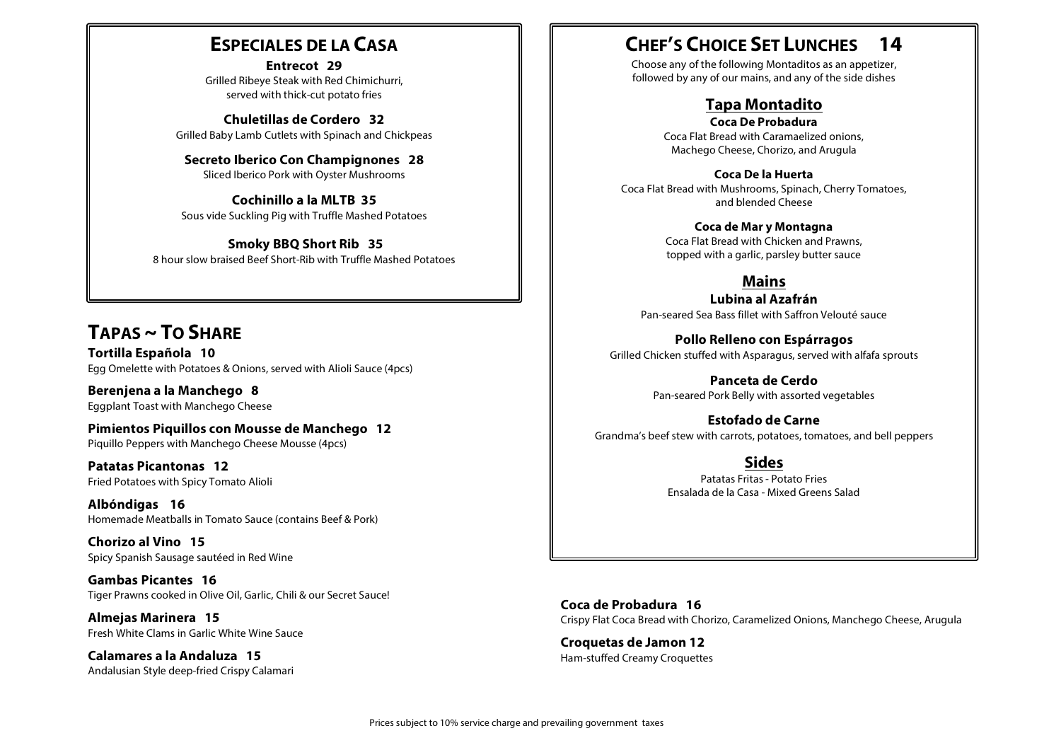## ESPECIALES DE LA CASA

**Entrecot 29**
Grilled Ribeye Steak with Red Chimichurri, served with thick-cut potato fries

**Chuletillas de Cordero 32**
Grilled Baby Lamb Cutlets with Spinach and Chickpeas

**Secreto Iberico Con Champignones 28**
Sliced Iberico Pork with Oyster Mushrooms

**Cochinillo a la MLTB 35**
Sous vide Suckling Pig with Truffle Mashed Potatoes

**Smoky BBQ Short Rib 35**
8 hour slow braised Beef Short-Rib with Truffle Mashed Potatoes

## TAPAS ~ TO SHARE

**Tortilla Española 10**
Egg Omelette with Potatoes & Onions, served with Alioli Sauce (4pcs)

**Berenjena a la Manchego 8**
Eggplant Toast with Manchego Cheese

**Pimientos Piquillos con Mousse de Manchego 12**
Piquillo Peppers with Manchego Cheese Mousse (4pcs)

**Patatas Picantonas 12**
Fried Potatoes with Spicy Tomato Alioli

**Albóndigas 16**
Homemade Meatballs in Tomato Sauce (contains Beef & Pork)

**Chorizo al Vino 15**
Spicy Spanish Sausage sautéed in Red Wine

**Gambas Picantes 16**
Tiger Prawns cooked in Olive Oil, Garlic, Chili & our Secret Sauce!

**Almejas Marinera 15**
Fresh White Clams in Garlic White Wine Sauce

**Calamares a la Andaluza 15**
Andalusian Style deep-fried Crispy Calamari

**Coca de Probadura 16**
Crispy Flat Coca Bread with Chorizo, Caramelized Onions, Manchego Cheese, Arugula

**Croquetas de Jamon 12**
Ham-stuffed Creamy Croquettes

## CHEF'S CHOICE SET LUNCHES 14

Choose any of the following Montaditos as an appetizer, followed by any of our mains, and any of the side dishes

### Tapa Montadito

**Coca De Probadura**
Coca Flat Bread with Caramaelized onions, Machego Cheese, Chorizo, and Arugula

**Coca De la Huerta**
Coca Flat Bread with Mushrooms, Spinach, Cherry Tomatoes, and blended Cheese

**Coca de Mar y Montagna**
Coca Flat Bread with Chicken and Prawns, topped with a garlic, parsley butter sauce

### Mains

**Lubina al Azafrán**
Pan-seared Sea Bass fillet with Saffron Velouté sauce

**Pollo Relleno con Espárragos**
Grilled Chicken stuffed with Asparagus, served with alfafa sprouts

**Panceta de Cerdo**
Pan-seared Pork Belly with assorted vegetables

**Estofado de Carne**
Grandma's beef stew with carrots, potatoes, tomatoes, and bell peppers

### Sides

Patatas Fritas - Potato Fries
Ensalada de la Casa - Mixed Greens Salad

Prices subject to 10% service charge and prevailing government taxes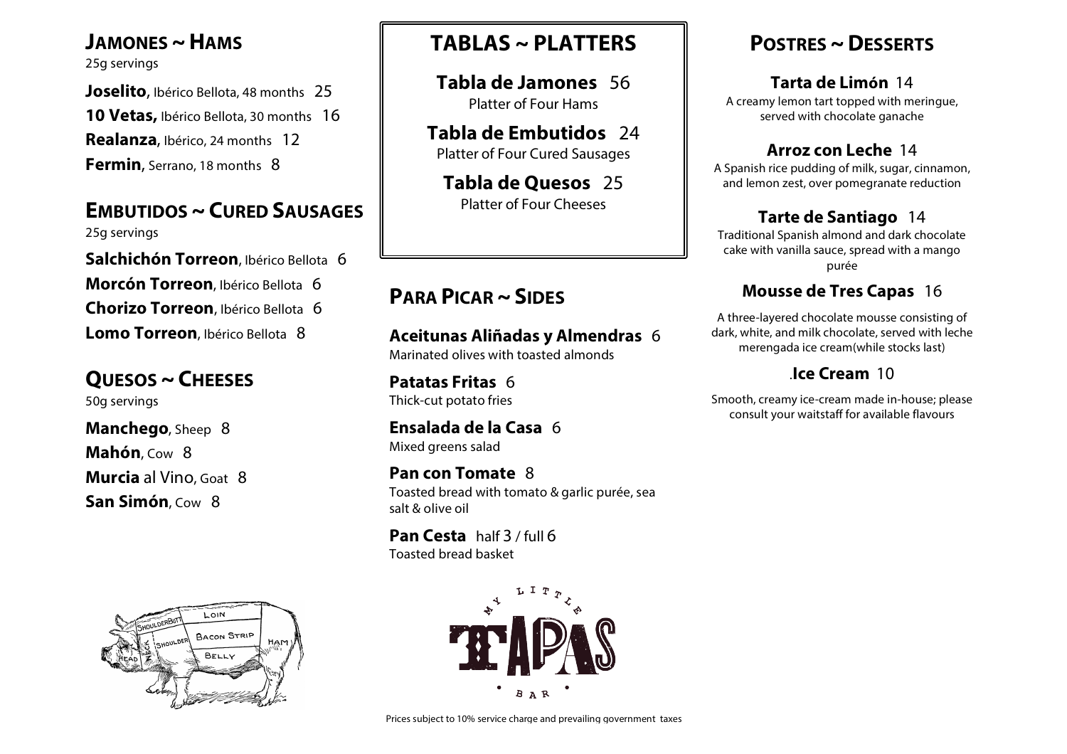## Jamones ~ Hams

25g servings

**Joselito**, Ibérico Bellota, 48 months 25

**10 Vetas,** Ibérico Bellota, 30 months 16

**Realanza**, Ibérico, 24 months 12

**Fermin**, Serrano, 18 months 8

## Embutidos ~ Cured Sausages

25g servings

**Salchichón Torreon**, Ibérico Bellota 6

**Morcón Torreon**, Ibérico Bellota 6

**Chorizo Torreon**, Ibérico Bellota 6

**Lomo Torreon**, Ibérico Bellota 8

## Quesos ~ Cheeses

50g servings

**Manchego**, Sheep 8

**Mahón**, Cow 8

**Murcia** al Vino, Goat 8

**San Simón**, Cow 8

## TABLAS ~ PLATTERS

**Tabla de Jamones** 56
Platter of Four Hams

**Tabla de Embutidos** 24
Platter of Four Cured Sausages

**Tabla de Quesos** 25
Platter of Four Cheeses

## Para Picar ~ Sides

**Aceitunas Aliñadas y Almendras** 6
Marinated olives with toasted almonds

**Patatas Fritas** 6
Thick-cut potato fries

**Ensalada de la Casa** 6
Mixed greens salad

**Pan con Tomate** 8
Toasted bread with tomato & garlic purée, sea salt & olive oil

**Pan Cesta** half 3 / full 6
Toasted bread basket

## Postres ~ Desserts

**Tarta de Limón** 14
A creamy lemon tart topped with meringue, served with chocolate ganache

**Arroz con Leche** 14
A Spanish rice pudding of milk, sugar, cinnamon, and lemon zest, over pomegranate reduction

**Tarte de Santiago** 14
Traditional Spanish almond and dark chocolate cake with vanilla sauce, spread with a mango purée

**Mousse de Tres Capas** 16
A three-layered chocolate mousse consisting of dark, white, and milk chocolate, served with leche merengada ice cream(while stocks last)

.**Ice Cream** 10
Smooth, creamy ice-cream made in-house; please consult your waitstaff for available flavours

Prices subject to 10% service charge and prevailing government taxes